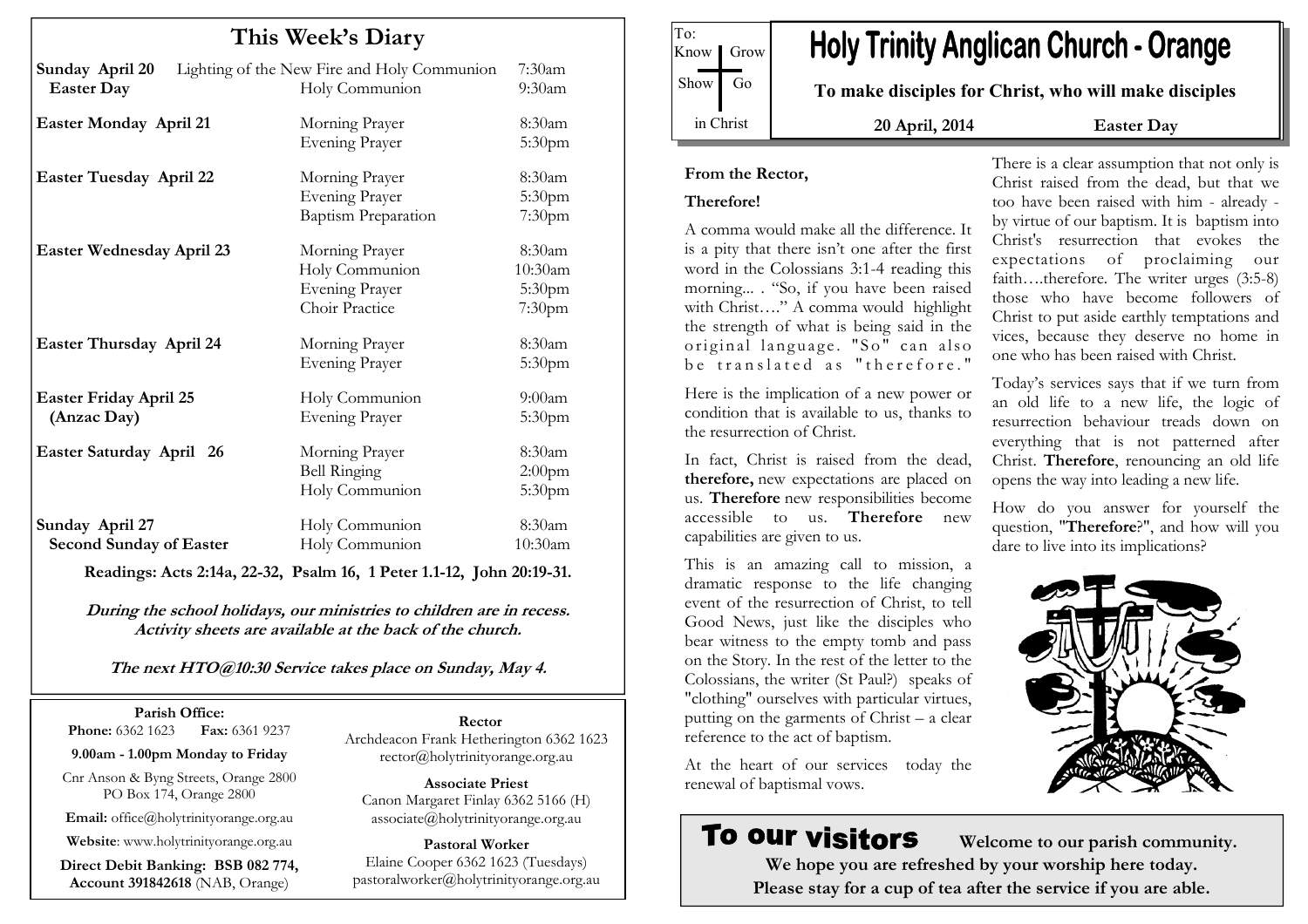# This Week's Diary

| | | |
|---|---|---|
| **Sunday April 20** | Lighting of the New Fire and Holy Communion | 7:30am |
| **Easter Day** | Holy Communion | 9:30am |
| **Easter Monday April 21** | Morning Prayer | 8:30am |
| | Evening Prayer | 5:30pm |
| **Easter Tuesday April 22** | Morning Prayer | 8:30am |
| | Evening Prayer | 5:30pm |
| | Baptism Preparation | 7:30pm |
| **Easter Wednesday April 23** | Morning Prayer | 8:30am |
| | Holy Communion | 10:30am |
| | Evening Prayer | 5:30pm |
| | Choir Practice | 7:30pm |
| **Easter Thursday April 24** | Morning Prayer | 8:30am |
| | Evening Prayer | 5:30pm |
| **Easter Friday April 25 (Anzac Day)** | Holy Communion | 9:00am |
| | Evening Prayer | 5:30pm |
| **Easter Saturday April 26** | Morning Prayer | 8:30am |
| | Bell Ringing | 2:00pm |
| | Holy Communion | 5:30pm |
| **Sunday April 27** | Holy Communion | 8:30am |
| **Second Sunday of Easter** | Holy Communion | 10:30am |

**Readings: Acts 2:14a, 22-32, Psalm 16, 1 Peter 1.1-12, John 20:19-31.**

***During the school holidays, our ministries to children are in recess. Activity sheets are available at the back of the church.***

***The next HTO@10:30 Service takes place on Sunday, May 4.***

**Parish Office:**
**Phone:** 6362 1623 **Fax:** 6361 9237
**9.00am - 1.00pm Monday to Friday**
Cnr Anson & Byng Streets, Orange 2800
PO Box 174, Orange 2800
**Email:** office@holytrinityorange.org.au
**Website**: www.holytrinityorange.org.au
**Direct Debit Banking: BSB 082 774, Account 391842618** (NAB, Orange)

**Rector**
Archdeacon Frank Hetherington 6362 1623
rector@holytrinityorange.org.au

**Associate Priest**
Canon Margaret Finlay 6362 5166 (H)
associate@holytrinityorange.org.au

**Pastoral Worker**
Elaine Cooper 6362 1623 (Tuesdays)
pastoralworker@holytrinityorange.org.au

To: Know Grow Show Go in Christ

# Holy Trinity Anglican Church - Orange

**To make disciples for Christ, who will make disciples**

**20 April, 2014** **Easter Day**

**From the Rector,**

**Therefore!**

A comma would make all the difference. It is a pity that there isn't one after the first word in the Colossians 3:1-4 reading this morning... . "So, if you have been raised with Christ…." A comma would highlight the strength of what is being said in the original language. "So" can also be translated as "therefore."

Here is the implication of a new power or condition that is available to us, thanks to the resurrection of Christ.

In fact, Christ is raised from the dead, **therefore,** new expectations are placed on us. **Therefore** new responsibilities become accessible to us. **Therefore** new capabilities are given to us.

This is an amazing call to mission, a dramatic response to the life changing event of the resurrection of Christ, to tell Good News, just like the disciples who bear witness to the empty tomb and pass on the Story. In the rest of the letter to the Colossians, the writer (St Paul?) speaks of "clothing" ourselves with particular virtues, putting on the garments of Christ – a clear reference to the act of baptism.

At the heart of our services today the renewal of baptismal vows.

There is a clear assumption that not only is Christ raised from the dead, but that we too have been raised with him - already - by virtue of our baptism. It is baptism into Christ's resurrection that evokes the expectations of proclaiming our faith….therefore. The writer urges (3:5-8) those who have become followers of Christ to put aside earthly temptations and vices, because they deserve no home in one who has been raised with Christ.

Today's services says that if we turn from an old life to a new life, the logic of resurrection behaviour treads down on everything that is not patterned after Christ. **Therefore**, renouncing an old life opens the way into leading a new life.

How do you answer for yourself the question, "**Therefore**?", and how will you dare to live into its implications?

## To our visitors

**Welcome to our parish community.**
**We hope you are refreshed by your worship here today.**
**Please stay for a cup of tea after the service if you are able.**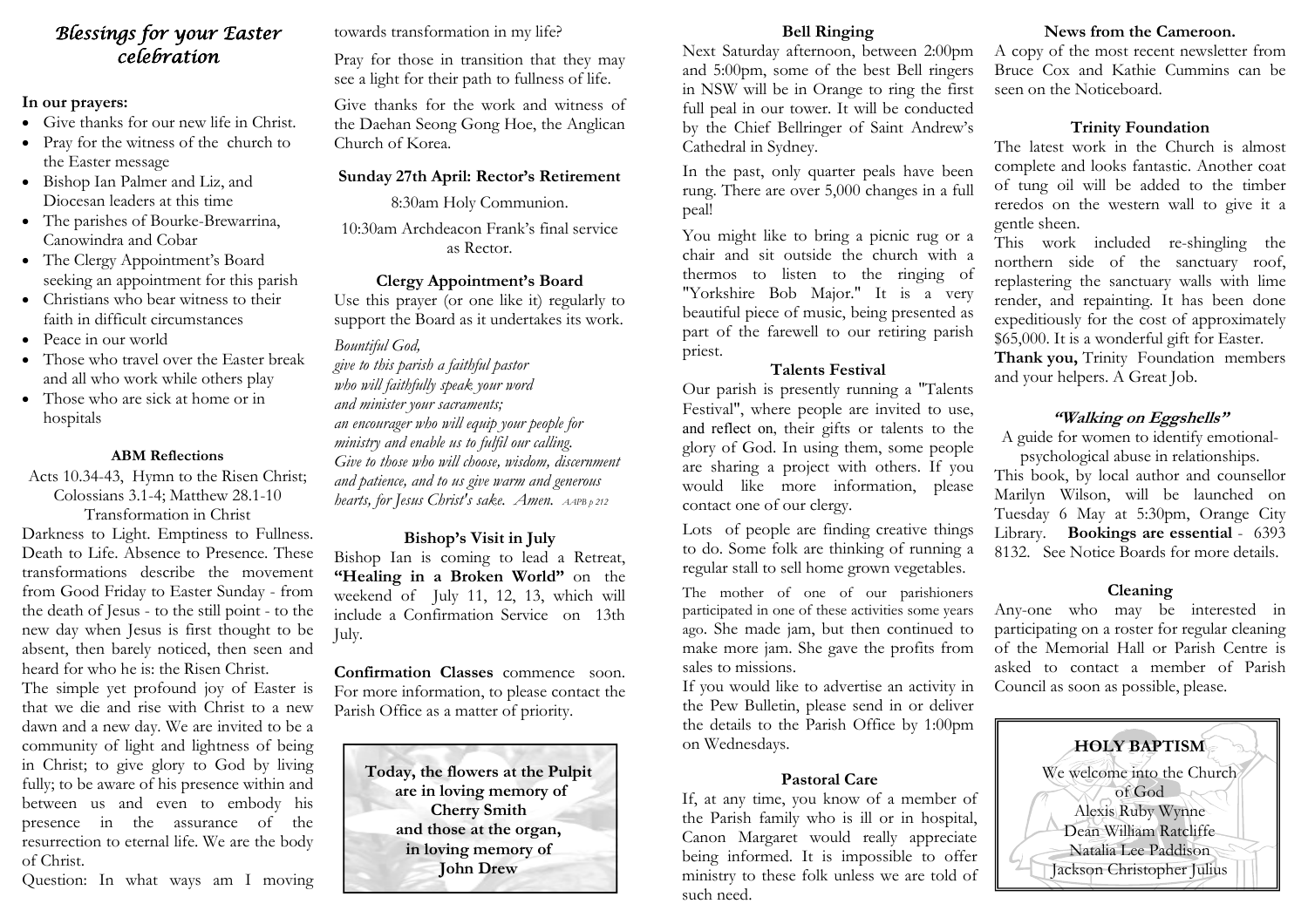# *Blessings for your Easter celebration*

**In our prayers:**

- Give thanks for our new life in Christ.
- Pray for the witness of the church to the Easter message
- Bishop Ian Palmer and Liz, and Diocesan leaders at this time
- The parishes of Bourke-Brewarrina, Canowindra and Cobar
- The Clergy Appointment's Board seeking an appointment for this parish
- Christians who bear witness to their faith in difficult circumstances
- Peace in our world
- Those who travel over the Easter break and all who work while others play
- Those who are sick at home or in hospitals

### ABM Reflections

Acts 10.34-43, Hymn to the Risen Christ; Colossians 3.1-4; Matthew 28.1-10
Transformation in Christ

Darkness to Light. Emptiness to Fullness. Death to Life. Absence to Presence. These transformations describe the movement from Good Friday to Easter Sunday - from the death of Jesus - to the still point - to the new day when Jesus is first thought to be absent, then barely noticed, then seen and heard for who he is: the Risen Christ.

The simple yet profound joy of Easter is that we die and rise with Christ to a new dawn and a new day. We are invited to be a community of light and lightness of being in Christ; to give glory to God by living fully; to be aware of his presence within and between us and even to embody his presence in the assurance of the resurrection to eternal life. We are the body of Christ.

Question: In what ways am I moving towards transformation in my life?

Pray for those in transition that they may see a light for their path to fullness of life.

Give thanks for the work and witness of the Daehan Seong Gong Hoe, the Anglican Church of Korea.

### Sunday 27th April: Rector's Retirement

8:30am Holy Communion.

10:30am Archdeacon Frank's final service as Rector.

### Clergy Appointment's Board

Use this prayer (or one like it) regularly to support the Board as it undertakes its work.

*Bountiful God,*
*give to this parish a faithful pastor*
*who will faithfully speak your word*
*and minister your sacraments;*
*an encourager who will equip your people for ministry and enable us to fulfil our calling.*
*Give to those who will choose, wisdom, discernment and patience, and to us give warm and generous hearts, for Jesus Christ's sake. Amen.* AAPB p 212

### Bishop's Visit in July

Bishop Ian is coming to lead a Retreat, **"Healing in a Broken World"** on the weekend of July 11, 12, 13, which will include a Confirmation Service on 13th July.

**Confirmation Classes** commence soon. For more information, to please contact the Parish Office as a matter of priority.

**Today, the flowers at the Pulpit are in loving memory of Cherry Smith and those at the organ, in loving memory of John Drew**

### Bell Ringing

Next Saturday afternoon, between 2:00pm and 5:00pm, some of the best Bell ringers in NSW will be in Orange to ring the first full peal in our tower. It will be conducted by the Chief Bellringer of Saint Andrew's Cathedral in Sydney.

In the past, only quarter peals have been rung. There are over 5,000 changes in a full peal!

You might like to bring a picnic rug or a chair and sit outside the church with a thermos to listen to the ringing of "Yorkshire Bob Major." It is a very beautiful piece of music, being presented as part of the farewell to our retiring parish priest.

### Talents Festival

Our parish is presently running a "Talents Festival", where people are invited to use, and reflect on, their gifts or talents to the glory of God. In using them, some people are sharing a project with others. If you would like more information, please contact one of our clergy.

Lots of people are finding creative things to do. Some folk are thinking of running a regular stall to sell home grown vegetables.

The mother of one of our parishioners participated in one of these activities some years ago. She made jam, but then continued to make more jam. She gave the profits from sales to missions.

If you would like to advertise an activity in the Pew Bulletin, please send in or deliver the details to the Parish Office by 1:00pm on Wednesdays.

### Pastoral Care

If, at any time, you know of a member of the Parish family who is ill or in hospital, Canon Margaret would really appreciate being informed. It is impossible to offer ministry to these folk unless we are told of such need.

### News from the Cameroon.

A copy of the most recent newsletter from Bruce Cox and Kathie Cummins can be seen on the Noticeboard.

### Trinity Foundation

The latest work in the Church is almost complete and looks fantastic. Another coat of tung oil will be added to the timber reredos on the western wall to give it a gentle sheen.

This work included re-shingling the northern side of the sanctuary roof, replastering the sanctuary walls with lime render, and repainting. It has been done expeditiously for the cost of approximately $65,000. It is a wonderful gift for Easter.

**Thank you,** Trinity Foundation members and your helpers. A Great Job.

### *"Walking on Eggshells"*

A guide for women to identify emotional-psychological abuse in relationships.

This book, by local author and counsellor Marilyn Wilson, will be launched on Tuesday 6 May at 5:30pm, Orange City Library. **Bookings are essential** - 6393 8132. See Notice Boards for more details.

### Cleaning

Any-one who may be interested in participating on a roster for regular cleaning of the Memorial Hall or Parish Centre is asked to contact a member of Parish Council as soon as possible, please.

### HOLY BAPTISM

We welcome into the Church of God
Alexis Ruby Wynne
Dean William Ratcliffe
Natalia Lee Paddison
Jackson Christopher Julius